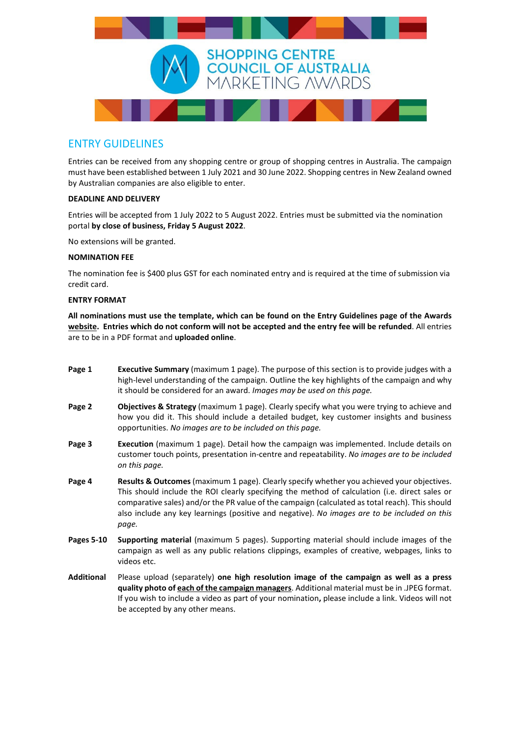# SHOPPING CENTRE COUNCIL OF AUSTRALIA MARKETING AWARDS

## ENTRY GUIDELINES

Entries can be received from any shopping centre or group of shopping centres in Australia. The campaign must have been established between 1 July 2021 and 30 June 2022. Shopping centres in New Zealand owned by Australian companies are also eligible to enter.

### DEADLINE AND DELIVERY

Entries will be accepted from 1 July 2022 to 5 August 2022. Entries must be submitted via the nomination portal **by close of business, Friday 5 August 2022**.

No extensions will be granted.

### NOMINATION FEE

The nomination fee is $400 plus GST for each nominated entry and is required at the time of submission via credit card.

### ENTRY FORMAT

**All nominations must use the template, which can be found on the Entry Guidelines page of the Awards website. Entries which do not conform will not be accepted and the entry fee will be refunded**. All entries are to be in a PDF format and **uploaded online**.

**Page 1** — **Executive Summary** (maximum 1 page). The purpose of this section is to provide judges with a high-level understanding of the campaign. Outline the key highlights of the campaign and why it should be considered for an award. *Images may be used on this page.*

**Page 2** — **Objectives & Strategy** (maximum 1 page). Clearly specify what you were trying to achieve and how you did it. This should include a detailed budget, key customer insights and business opportunities. *No images are to be included on this page.*

**Page 3** — **Execution** (maximum 1 page). Detail how the campaign was implemented. Include details on customer touch points, presentation in-centre and repeatability. *No images are to be included on this page.*

**Page 4** — **Results & Outcomes** (maximum 1 page). Clearly specify whether you achieved your objectives. This should include the ROI clearly specifying the method of calculation (i.e. direct sales or comparative sales) and/or the PR value of the campaign (calculated as total reach). This should also include any key learnings (positive and negative). *No images are to be included on this page.*

**Pages 5-10** — **Supporting material** (maximum 5 pages). Supporting material should include images of the campaign as well as any public relations clippings, examples of creative, webpages, links to videos etc.

**Additional** — Please upload (separately) **one high resolution image of the campaign as well as a press quality photo of each of the campaign managers**. Additional material must be in .JPEG format. If you wish to include a video as part of your nomination**,** please include a link. Videos will not be accepted by any other means.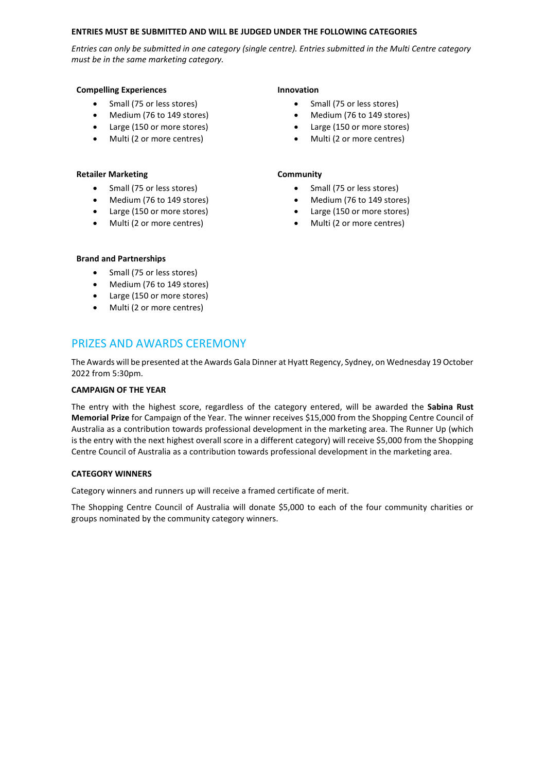**ENTRIES MUST BE SUBMITTED AND WILL BE JUDGED UNDER THE FOLLOWING CATEGORIES**

*Entries can only be submitted in one category (single centre). Entries submitted in the Multi Centre category must be in the same marketing category.*

**Compelling Experiences**

- Small (75 or less stores)
- Medium (76 to 149 stores)
- Large (150 or more stores)
- Multi (2 or more centres)

**Innovation**

- Small (75 or less stores)
- Medium (76 to 149 stores)
- Large (150 or more stores)
- Multi (2 or more centres)

**Retailer Marketing**

- Small (75 or less stores)
- Medium (76 to 149 stores)
- Large (150 or more stores)
- Multi (2 or more centres)

**Community**

- Small (75 or less stores)
- Medium (76 to 149 stores)
- Large (150 or more stores)
- Multi (2 or more centres)

**Brand and Partnerships**

- Small (75 or less stores)
- Medium (76 to 149 stores)
- Large (150 or more stores)
- Multi (2 or more centres)

## PRIZES AND AWARDS CEREMONY

The Awards will be presented at the Awards Gala Dinner at Hyatt Regency, Sydney, on Wednesday 19 October 2022 from 5:30pm.

**CAMPAIGN OF THE YEAR**

The entry with the highest score, regardless of the category entered, will be awarded the **Sabina Rust Memorial Prize** for Campaign of the Year. The winner receives $15,000 from the Shopping Centre Council of Australia as a contribution towards professional development in the marketing area. The Runner Up (which is the entry with the next highest overall score in a different category) will receive $5,000 from the Shopping Centre Council of Australia as a contribution towards professional development in the marketing area.

**CATEGORY WINNERS**

Category winners and runners up will receive a framed certificate of merit.

The Shopping Centre Council of Australia will donate $5,000 to each of the four community charities or groups nominated by the community category winners.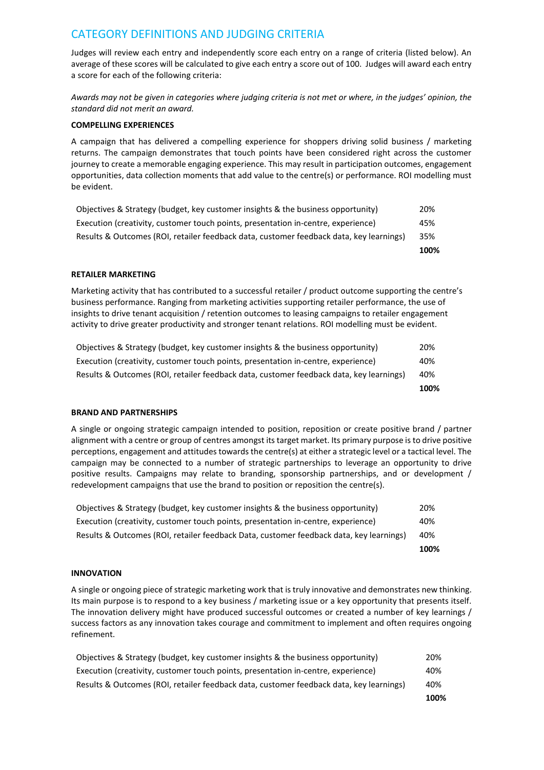## CATEGORY DEFINITIONS AND JUDGING CRITERIA

Judges will review each entry and independently score each entry on a range of criteria (listed below). An average of these scores will be calculated to give each entry a score out of 100. Judges will award each entry a score for each of the following criteria:

*Awards may not be given in categories where judging criteria is not met or where, in the judges' opinion, the standard did not merit an award.*

### COMPELLING EXPERIENCES

A campaign that has delivered a compelling experience for shoppers driving solid business / marketing returns. The campaign demonstrates that touch points have been considered right across the customer journey to create a memorable engaging experience. This may result in participation outcomes, engagement opportunities, data collection moments that add value to the centre(s) or performance. ROI modelling must be evident.

| Criteria | Weighting |
|---|---|
| Objectives & Strategy (budget, key customer insights & the business opportunity) | 20% |
| Execution (creativity, customer touch points, presentation in-centre, experience) | 45% |
| Results & Outcomes (ROI, retailer feedback data, customer feedback data, key learnings) | 35% |
| | **100%** |

### RETAILER MARKETING

Marketing activity that has contributed to a successful retailer / product outcome supporting the centre's business performance. Ranging from marketing activities supporting retailer performance, the use of insights to drive tenant acquisition / retention outcomes to leasing campaigns to retailer engagement activity to drive greater productivity and stronger tenant relations. ROI modelling must be evident.

| Criteria | Weighting |
|---|---|
| Objectives & Strategy (budget, key customer insights & the business opportunity) | 20% |
| Execution (creativity, customer touch points, presentation in-centre, experience) | 40% |
| Results & Outcomes (ROI, retailer feedback data, customer feedback data, key learnings) | 40% |
| | **100%** |

### BRAND AND PARTNERSHIPS

A single or ongoing strategic campaign intended to position, reposition or create positive brand / partner alignment with a centre or group of centres amongst its target market. Its primary purpose is to drive positive perceptions, engagement and attitudes towards the centre(s) at either a strategic level or a tactical level. The campaign may be connected to a number of strategic partnerships to leverage an opportunity to drive positive results. Campaigns may relate to branding, sponsorship partnerships, and or development / redevelopment campaigns that use the brand to position or reposition the centre(s).

| Criteria | Weighting |
|---|---|
| Objectives & Strategy (budget, key customer insights & the business opportunity) | 20% |
| Execution (creativity, customer touch points, presentation in-centre, experience) | 40% |
| Results & Outcomes (ROI, retailer feedback Data, customer feedback data, key learnings) | 40% |
| | **100%** |

### INNOVATION

A single or ongoing piece of strategic marketing work that is truly innovative and demonstrates new thinking. Its main purpose is to respond to a key business / marketing issue or a key opportunity that presents itself. The innovation delivery might have produced successful outcomes or created a number of key learnings / success factors as any innovation takes courage and commitment to implement and often requires ongoing refinement.

| Criteria | Weighting |
|---|---|
| Objectives & Strategy (budget, key customer insights & the business opportunity) | 20% |
| Execution (creativity, customer touch points, presentation in-centre, experience) | 40% |
| Results & Outcomes (ROI, retailer feedback data, customer feedback data, key learnings) | 40% |
| | **100%** |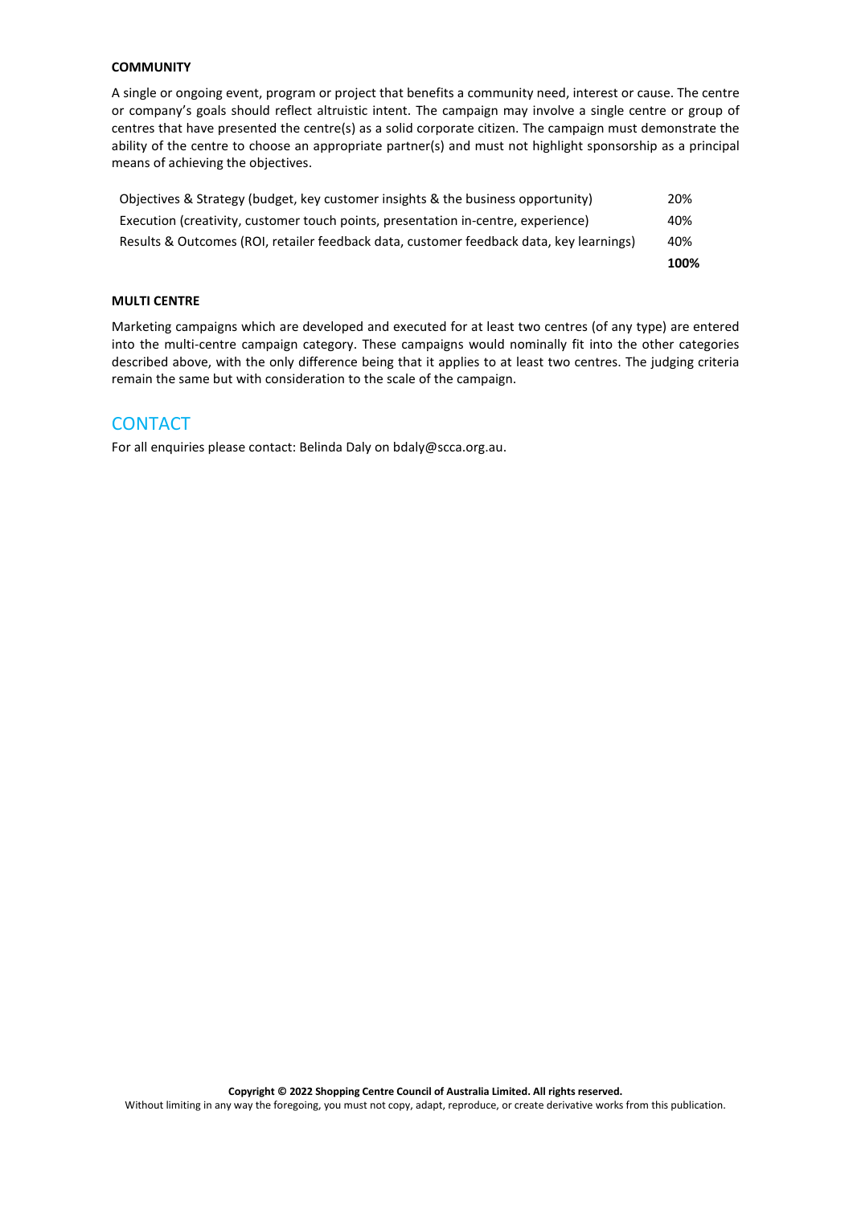**COMMUNITY**

A single or ongoing event, program or project that benefits a community need, interest or cause. The centre or company's goals should reflect altruistic intent. The campaign may involve a single centre or group of centres that have presented the centre(s) as a solid corporate citizen. The campaign must demonstrate the ability of the centre to choose an appropriate partner(s) and must not highlight sponsorship as a principal means of achieving the objectives.

| | |
|---|---|
| Objectives & Strategy (budget, key customer insights & the business opportunity) | 20% |
| Execution (creativity, customer touch points, presentation in-centre, experience) | 40% |
| Results & Outcomes (ROI, retailer feedback data, customer feedback data, key learnings) | 40% |
| | **100%** |

**MULTI CENTRE**

Marketing campaigns which are developed and executed for at least two centres (of any type) are entered into the multi-centre campaign category. These campaigns would nominally fit into the other categories described above, with the only difference being that it applies to at least two centres. The judging criteria remain the same but with consideration to the scale of the campaign.

## CONTACT

For all enquiries please contact: Belinda Daly on bdaly@scca.org.au.

**Copyright © 2022 Shopping Centre Council of Australia Limited. All rights reserved.**
Without limiting in any way the foregoing, you must not copy, adapt, reproduce, or create derivative works from this publication.